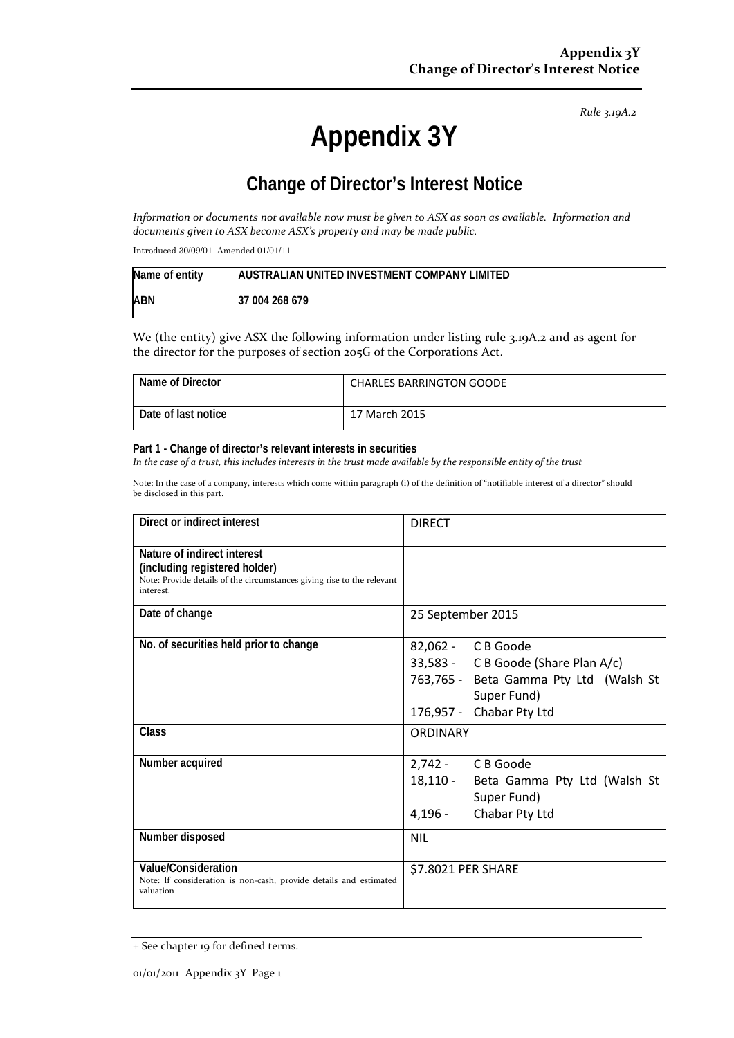*Rule 3.19A.2*

# Appendix 3Y

## Change of Director's Interest Notice

*Information or documents not available now must be given to ASX as soon as available. Information and documents given to ASX become ASX's property and may be made public.*

Introduced 30/09/01 Amended 01/01/11

| Name of entity | AUSTRALIAN UNITED INVESTMENT COMPANY LIMITED |
|---|---|
| ABN | 37 004 268 679 |

We (the entity) give ASX the following information under listing rule 3.19A.2 and as agent for the director for the purposes of section 205G of the Corporations Act.

| Name of Director | CHARLES BARRINGTON GOODE |
|---|---|
| Date of last notice | 17 March 2015 |

**Part 1 - Change of director's relevant interests in securities**

*In the case of a trust, this includes interests in the trust made available by the responsible entity of the trust*

Note: In the case of a company, interests which come within paragraph (i) of the definition of "notifiable interest of a director" should be disclosed in this part.

| | |
|---|---|
| **Direct or indirect interest** | DIRECT |
| **Nature of indirect interest (including registered holder)**<br>Note: Provide details of the circumstances giving rise to the relevant interest. | |
| **Date of change** | 25 September 2015 |
| **No. of securities held prior to change** | 82,062 - C B Goode<br>33,583 - C B Goode (Share Plan A/c)<br>763,765 - Beta Gamma Pty Ltd (Walsh St Super Fund)<br>176,957 - Chabar Pty Ltd |
| **Class** | ORDINARY |
| **Number acquired** | 2,742 - C B Goode<br>18,110 - Beta Gamma Pty Ltd (Walsh St Super Fund)<br>4,196 - Chabar Pty Ltd |
| **Number disposed** | NIL |
| **Value/Consideration**<br>Note: If consideration is non-cash, provide details and estimated valuation | $7.8021 PER SHARE |

+ See chapter 19 for defined terms.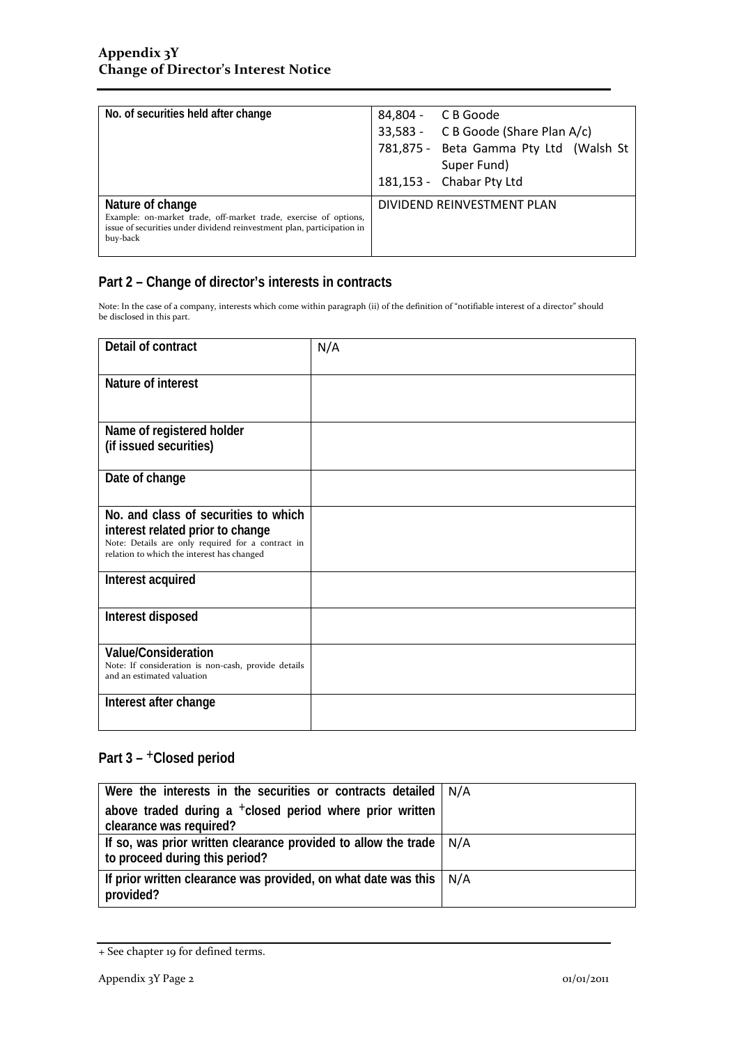| | |
|---|---|
| **No. of securities held after change** | 84,804 - C B Goode<br>33,583 - C B Goode (Share Plan A/c)<br>781,875 - Beta Gamma Pty Ltd (Walsh St Super Fund)<br>181,153 - Chabar Pty Ltd |
| **Nature of change**<br>Example: on-market trade, off-market trade, exercise of options, issue of securities under dividend reinvestment plan, participation in buy-back | DIVIDEND REINVESTMENT PLAN |

## Part 2 – Change of director's interests in contracts

Note: In the case of a company, interests which come within paragraph (ii) of the definition of "notifiable interest of a director" should be disclosed in this part.

| | |
|---|---|
| **Detail of contract** | N/A |
| **Nature of interest** | |
| **Name of registered holder (if issued securities)** | |
| **Date of change** | |
| **No. and class of securities to which interest related prior to change**<br>Note: Details are only required for a contract in relation to which the interest has changed | |
| **Interest acquired** | |
| **Interest disposed** | |
| **Value/Consideration**<br>Note: If consideration is non-cash, provide details and an estimated valuation | |
| **Interest after change** | |

## Part 3 – +Closed period

| | |
|---|---|
| **Were the interests in the securities or contracts detailed above traded during a +closed period where prior written clearance was required?** | N/A |
| **If so, was prior written clearance provided to allow the trade to proceed during this period?** | N/A |
| **If prior written clearance was provided, on what date was this provided?** | N/A |

+ See chapter 19 for defined terms.